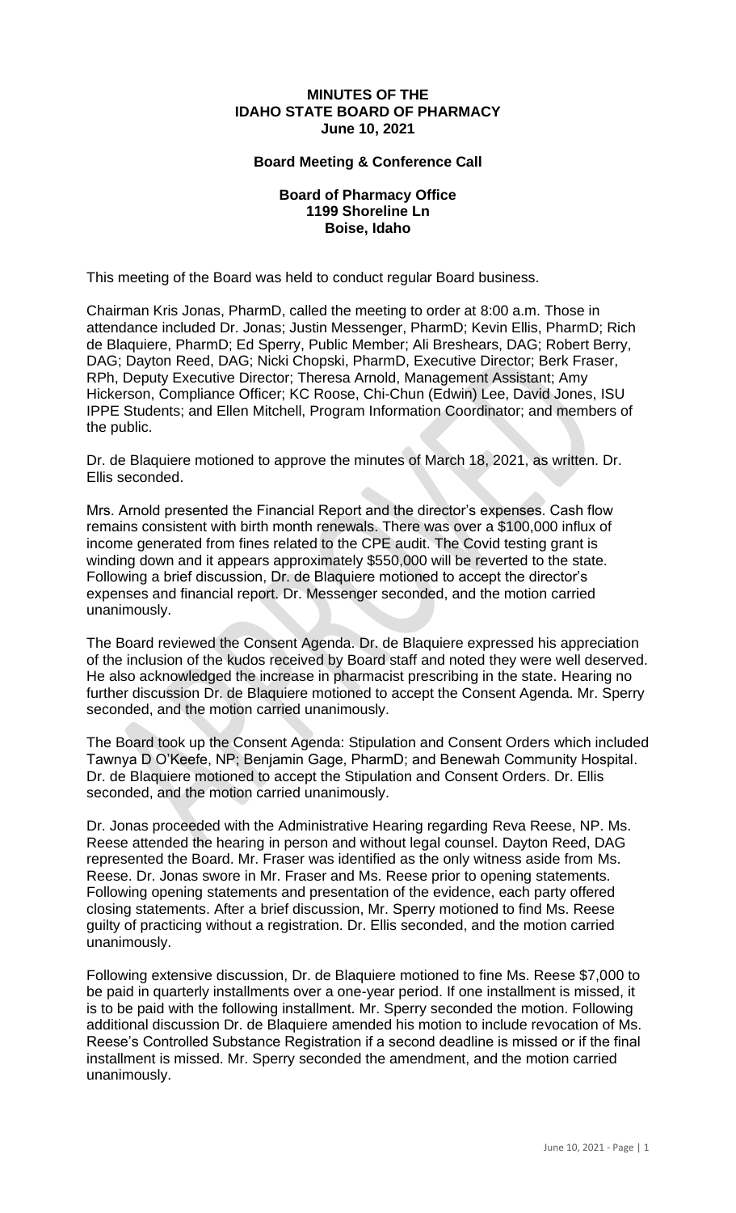**MINUTES OF THE**
**IDAHO STATE BOARD OF PHARMACY**
**June 10, 2021**

**Board Meeting & Conference Call**

**Board of Pharmacy Office**
**1199 Shoreline Ln**
**Boise, Idaho**

This meeting of the Board was held to conduct regular Board business.

Chairman Kris Jonas, PharmD, called the meeting to order at 8:00 a.m. Those in attendance included Dr. Jonas; Justin Messenger, PharmD; Kevin Ellis, PharmD; Rich de Blaquiere, PharmD; Ed Sperry, Public Member; Ali Breshears, DAG; Robert Berry, DAG; Dayton Reed, DAG; Nicki Chopski, PharmD, Executive Director; Berk Fraser, RPh, Deputy Executive Director; Theresa Arnold, Management Assistant; Amy Hickerson, Compliance Officer; KC Roose, Chi-Chun (Edwin) Lee, David Jones, ISU IPPE Students; and Ellen Mitchell, Program Information Coordinator; and members of the public.

Dr. de Blaquiere motioned to approve the minutes of March 18, 2021, as written. Dr. Ellis seconded.

Mrs. Arnold presented the Financial Report and the director's expenses. Cash flow remains consistent with birth month renewals. There was over a $100,000 influx of income generated from fines related to the CPE audit. The Covid testing grant is winding down and it appears approximately $550,000 will be reverted to the state. Following a brief discussion, Dr. de Blaquiere motioned to accept the director's expenses and financial report. Dr. Messenger seconded, and the motion carried unanimously.

The Board reviewed the Consent Agenda. Dr. de Blaquiere expressed his appreciation of the inclusion of the kudos received by Board staff and noted they were well deserved. He also acknowledged the increase in pharmacist prescribing in the state. Hearing no further discussion Dr. de Blaquiere motioned to accept the Consent Agenda. Mr. Sperry seconded, and the motion carried unanimously.

The Board took up the Consent Agenda: Stipulation and Consent Orders which included Tawnya D O'Keefe, NP; Benjamin Gage, PharmD; and Benewah Community Hospital. Dr. de Blaquiere motioned to accept the Stipulation and Consent Orders. Dr. Ellis seconded, and the motion carried unanimously.

Dr. Jonas proceeded with the Administrative Hearing regarding Reva Reese, NP. Ms. Reese attended the hearing in person and without legal counsel. Dayton Reed, DAG represented the Board. Mr. Fraser was identified as the only witness aside from Ms. Reese. Dr. Jonas swore in Mr. Fraser and Ms. Reese prior to opening statements. Following opening statements and presentation of the evidence, each party offered closing statements. After a brief discussion, Mr. Sperry motioned to find Ms. Reese guilty of practicing without a registration. Dr. Ellis seconded, and the motion carried unanimously.

Following extensive discussion, Dr. de Blaquiere motioned to fine Ms. Reese $7,000 to be paid in quarterly installments over a one-year period. If one installment is missed, it is to be paid with the following installment. Mr. Sperry seconded the motion. Following additional discussion Dr. de Blaquiere amended his motion to include revocation of Ms. Reese's Controlled Substance Registration if a second deadline is missed or if the final installment is missed. Mr. Sperry seconded the amendment, and the motion carried unanimously.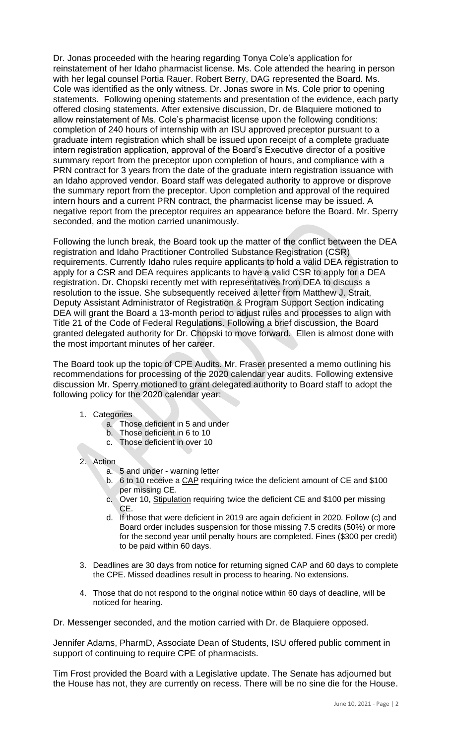Dr. Jonas proceeded with the hearing regarding Tonya Cole's application for reinstatement of her Idaho pharmacist license. Ms. Cole attended the hearing in person with her legal counsel Portia Rauer. Robert Berry, DAG represented the Board. Ms. Cole was identified as the only witness. Dr. Jonas swore in Ms. Cole prior to opening statements. Following opening statements and presentation of the evidence, each party offered closing statements. After extensive discussion, Dr. de Blaquiere motioned to allow reinstatement of Ms. Cole's pharmacist license upon the following conditions: completion of 240 hours of internship with an ISU approved preceptor pursuant to a graduate intern registration which shall be issued upon receipt of a complete graduate intern registration application, approval of the Board's Executive director of a positive summary report from the preceptor upon completion of hours, and compliance with a PRN contract for 3 years from the date of the graduate intern registration issuance with an Idaho approved vendor. Board staff was delegated authority to approve or disprove the summary report from the preceptor. Upon completion and approval of the required intern hours and a current PRN contract, the pharmacist license may be issued. A negative report from the preceptor requires an appearance before the Board. Mr. Sperry seconded, and the motion carried unanimously.

Following the lunch break, the Board took up the matter of the conflict between the DEA registration and Idaho Practitioner Controlled Substance Registration (CSR) requirements. Currently Idaho rules require applicants to hold a valid DEA registration to apply for a CSR and DEA requires applicants to have a valid CSR to apply for a DEA registration. Dr. Chopski recently met with representatives from DEA to discuss a resolution to the issue. She subsequently received a letter from Matthew J. Strait, Deputy Assistant Administrator of Registration & Program Support Section indicating DEA will grant the Board a 13-month period to adjust rules and processes to align with Title 21 of the Code of Federal Regulations. Following a brief discussion, the Board granted delegated authority for Dr. Chopski to move forward. Ellen is almost done with the most important minutes of her career.

The Board took up the topic of CPE Audits. Mr. Fraser presented a memo outlining his recommendations for processing of the 2020 calendar year audits. Following extensive discussion Mr. Sperry motioned to grant delegated authority to Board staff to adopt the following policy for the 2020 calendar year:

1. Categories
   a. Those deficient in 5 and under
   b. Those deficient in 6 to 10
   c. Those deficient in over 10

2. Action
   a. 5 and under - warning letter
   b. 6 to 10 receive a CAP requiring twice the deficient amount of CE and $100 per missing CE.
   c. Over 10, Stipulation requiring twice the deficient CE and $100 per missing CE.
   d. If those that were deficient in 2019 are again deficient in 2020. Follow (c) and Board order includes suspension for those missing 7.5 credits (50%) or more for the second year until penalty hours are completed. Fines ($300 per credit) to be paid within 60 days.

3. Deadlines are 30 days from notice for returning signed CAP and 60 days to complete the CPE. Missed deadlines result in process to hearing. No extensions.

4. Those that do not respond to the original notice within 60 days of deadline, will be noticed for hearing.

Dr. Messenger seconded, and the motion carried with Dr. de Blaquiere opposed.

Jennifer Adams, PharmD, Associate Dean of Students, ISU offered public comment in support of continuing to require CPE of pharmacists.

Tim Frost provided the Board with a Legislative update. The Senate has adjourned but the House has not, they are currently on recess. There will be no sine die for the House.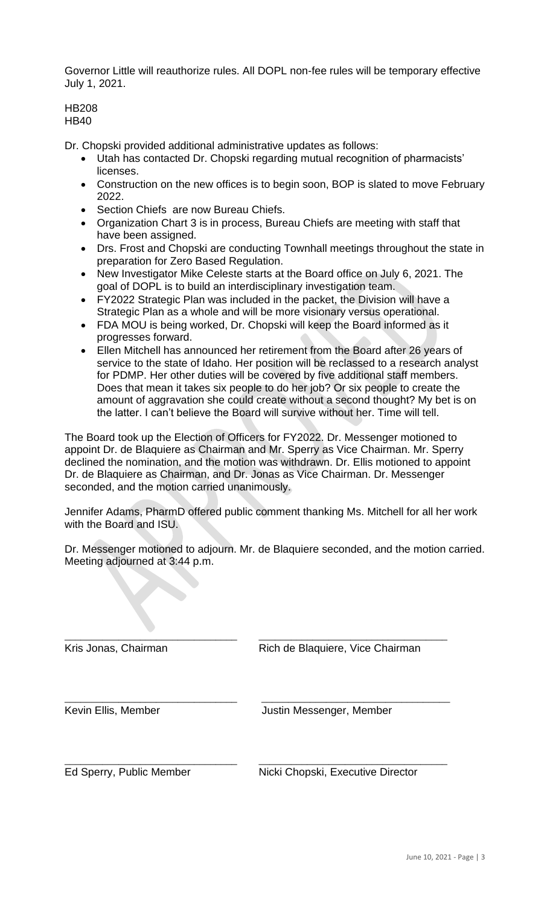Governor Little will reauthorize rules. All DOPL non-fee rules will be temporary effective July 1, 2021.

HB208
HB40

Dr. Chopski provided additional administrative updates as follows:

- Utah has contacted Dr. Chopski regarding mutual recognition of pharmacists' licenses.
- Construction on the new offices is to begin soon, BOP is slated to move February 2022.
- Section Chiefs are now Bureau Chiefs.
- Organization Chart 3 is in process, Bureau Chiefs are meeting with staff that have been assigned.
- Drs. Frost and Chopski are conducting Townhall meetings throughout the state in preparation for Zero Based Regulation.
- New Investigator Mike Celeste starts at the Board office on July 6, 2021. The goal of DOPL is to build an interdisciplinary investigation team.
- FY2022 Strategic Plan was included in the packet, the Division will have a Strategic Plan as a whole and will be more visionary versus operational.
- FDA MOU is being worked, Dr. Chopski will keep the Board informed as it progresses forward.
- Ellen Mitchell has announced her retirement from the Board after 26 years of service to the state of Idaho. Her position will be reclassed to a research analyst for PDMP. Her other duties will be covered by five additional staff members. Does that mean it takes six people to do her job? Or six people to create the amount of aggravation she could create without a second thought? My bet is on the latter. I can't believe the Board will survive without her. Time will tell.

The Board took up the Election of Officers for FY2022. Dr. Messenger motioned to appoint Dr. de Blaquiere as Chairman and Mr. Sperry as Vice Chairman. Mr. Sperry declined the nomination, and the motion was withdrawn. Dr. Ellis motioned to appoint Dr. de Blaquiere as Chairman, and Dr. Jonas as Vice Chairman. Dr. Messenger seconded, and the motion carried unanimously.

Jennifer Adams, PharmD offered public comment thanking Ms. Mitchell for all her work with the Board and ISU.

Dr. Messenger motioned to adjourn. Mr. de Blaquiere seconded, and the motion carried. Meeting adjourned at 3:44 p.m.

\_\_\_\_\_\_\_\_\_\_\_\_\_\_\_\_\_\_\_\_\_\_\_\_\_\_\_\_\_\_
Kris Jonas, Chairman

\_\_\_\_\_\_\_\_\_\_\_\_\_\_\_\_\_\_\_\_\_\_\_\_\_\_\_\_\_\_
Rich de Blaquiere, Vice Chairman

\_\_\_\_\_\_\_\_\_\_\_\_\_\_\_\_\_\_\_\_\_\_\_\_\_\_\_\_\_\_
Kevin Ellis, Member

\_\_\_\_\_\_\_\_\_\_\_\_\_\_\_\_\_\_\_\_\_\_\_\_\_\_\_\_\_\_
Justin Messenger, Member

\_\_\_\_\_\_\_\_\_\_\_\_\_\_\_\_\_\_\_\_\_\_\_\_\_\_\_\_\_\_
Ed Sperry, Public Member

\_\_\_\_\_\_\_\_\_\_\_\_\_\_\_\_\_\_\_\_\_\_\_\_\_\_\_\_\_\_
Nicki Chopski, Executive Director